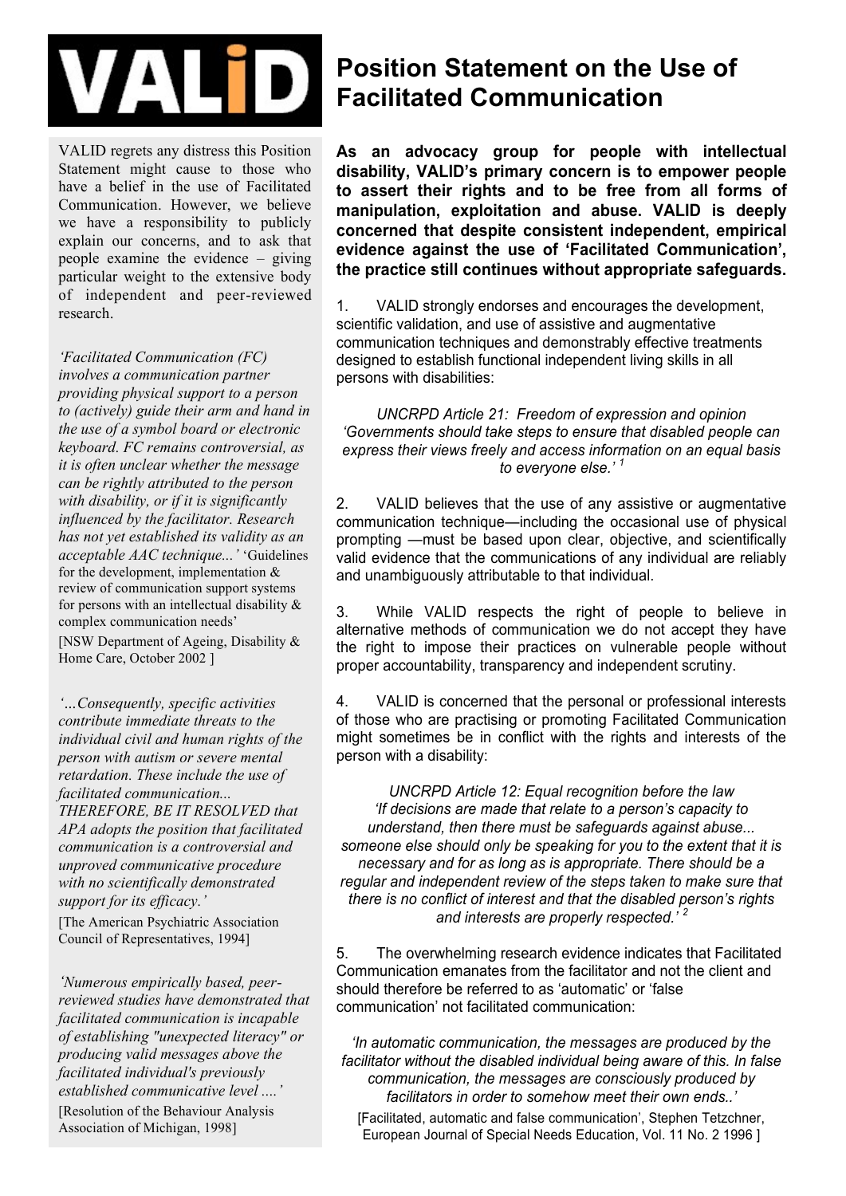# VALID

# Position Statement on the Use of Facilitated Communication

VALID regrets any distress this Position Statement might cause to those who have a belief in the use of Facilitated Communication. However, we believe we have a responsibility to publicly explain our concerns, and to ask that people examine the evidence – giving particular weight to the extensive body of independent and peer-reviewed research.

*'Facilitated Communication (FC) involves a communication partner providing physical support to a person to (actively) guide their arm and hand in the use of a symbol board or electronic keyboard. FC remains controversial, as it is often unclear whether the message can be rightly attributed to the person with disability, or if it is significantly influenced by the facilitator. Research has not yet established its validity as an acceptable AAC technique...'* 'Guidelines for the development, implementation & review of communication support systems for persons with an intellectual disability & complex communication needs' [NSW Department of Ageing, Disability & Home Care, October 2002 ]

*'…Consequently, specific activities contribute immediate threats to the individual civil and human rights of the person with autism or severe mental retardation. These include the use of facilitated communication... THEREFORE, BE IT RESOLVED that APA adopts the position that facilitated communication is a controversial and unproved communicative procedure with no scientifically demonstrated support for its efficacy.'*
[The American Psychiatric Association Council of Representatives, 1994]

*'Numerous empirically based, peer-reviewed studies have demonstrated that facilitated communication is incapable of establishing "unexpected literacy" or producing valid messages above the facilitated individual's previously established communicative level ....'*
[Resolution of the Behaviour Analysis Association of Michigan, 1998]

**As an advocacy group for people with intellectual disability, VALID's primary concern is to empower people to assert their rights and to be free from all forms of manipulation, exploitation and abuse. VALID is deeply concerned that despite consistent independent, empirical evidence against the use of 'Facilitated Communication', the practice still continues without appropriate safeguards.**

1. VALID strongly endorses and encourages the development, scientific validation, and use of assistive and augmentative communication techniques and demonstrably effective treatments designed to establish functional independent living skills in all persons with disabilities:

> *UNCRPD Article 21: Freedom of expression and opinion*
> *'Governments should take steps to ensure that disabled people can express their views freely and access information on an equal basis to everyone else.'* [1]

2. VALID believes that the use of any assistive or augmentative communication technique—including the occasional use of physical prompting —must be based upon clear, objective, and scientifically valid evidence that the communications of any individual are reliably and unambiguously attributable to that individual.

3. While VALID respects the right of people to believe in alternative methods of communication we do not accept they have the right to impose their practices on vulnerable people without proper accountability, transparency and independent scrutiny.

4. VALID is concerned that the personal or professional interests of those who are practising or promoting Facilitated Communication might sometimes be in conflict with the rights and interests of the person with a disability:

> *UNCRPD Article 12: Equal recognition before the law*
> *'If decisions are made that relate to a person's capacity to understand, then there must be safeguards against abuse... someone else should only be speaking for you to the extent that it is necessary and for as long as is appropriate. There should be a regular and independent review of the steps taken to make sure that there is no conflict of interest and that the disabled person's rights and interests are properly respected.'* [2]

5. The overwhelming research evidence indicates that Facilitated Communication emanates from the facilitator and not the client and should therefore be referred to as 'automatic' or 'false communication' not facilitated communication:

> *'In automatic communication, the messages are produced by the facilitator without the disabled individual being aware of this. In false communication, the messages are consciously produced by facilitators in order to somehow meet their own ends..'*
> [Facilitated, automatic and false communication', Stephen Tetzchner, European Journal of Special Needs Education, Vol. 11 No. 2 1996 ]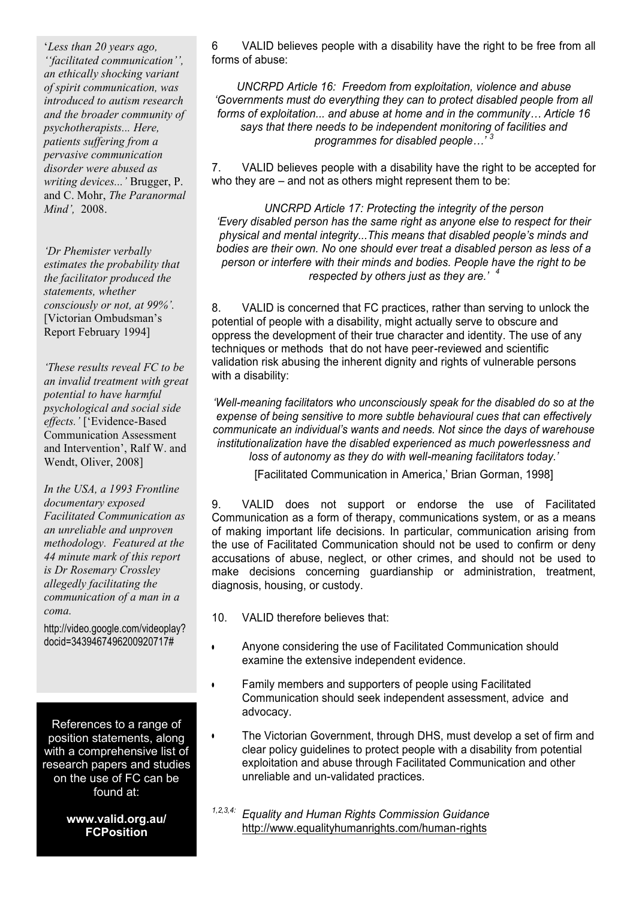'*Less than 20 years ago, ''facilitated communication'', an ethically shocking variant of spirit communication, was introduced to autism research and the broader community of psychotherapists... Here, patients suffering from a pervasive communication disorder were abused as writing devices...'* Brugger, P. and C. Mohr, *The Paranormal Mind',* 2008.

*'Dr Phemister verbally estimates the probability that the facilitator produced the statements, whether consciously or not, at 99%'.* [Victorian Ombudsman's Report February 1994]

*'These results reveal FC to be an invalid treatment with great potential to have harmful psychological and social side effects.'* ['Evidence-Based Communication Assessment and Intervention', Ralf W. and Wendt, Oliver, 2008]

*In the USA, a 1993 Frontline documentary exposed Facilitated Communication as an unreliable and unproven methodology. Featured at the 44 minute mark of this report is Dr Rosemary Crossley allegedly facilitating the communication of a man in a coma.*

http://video.google.com/videoplay?docid=3439467496200920717#

References to a range of position statements, along with a comprehensive list of research papers and studies on the use of FC can be found at:

**www.valid.org.au/FCPosition**

6 VALID believes people with a disability have the right to be free from all forms of abuse:

*UNCRPD Article 16: Freedom from exploitation, violence and abuse 'Governments must do everything they can to protect disabled people from all forms of exploitation... and abuse at home and in the community… Article 16 says that there needs to be independent monitoring of facilities and programmes for disabled people…'* [3]

7. VALID believes people with a disability have the right to be accepted for who they are – and not as others might represent them to be:

*UNCRPD Article 17: Protecting the integrity of the person 'Every disabled person has the same right as anyone else to respect for their physical and mental integrity...This means that disabled people's minds and bodies are their own. No one should ever treat a disabled person as less of a person or interfere with their minds and bodies. People have the right to be respected by others just as they are.'* [4]

8. VALID is concerned that FC practices, rather than serving to unlock the potential of people with a disability, might actually serve to obscure and oppress the development of their true character and identity. The use of any techniques or methods that do not have peer-reviewed and scientific validation risk abusing the inherent dignity and rights of vulnerable persons with a disability:

*'Well-meaning facilitators who unconsciously speak for the disabled do so at the expense of being sensitive to more subtle behavioural cues that can effectively communicate an individual's wants and needs. Not since the days of warehouse institutionalization have the disabled experienced as much powerlessness and loss of autonomy as they do with well-meaning facilitators today.'*

[Facilitated Communication in America,' Brian Gorman, 1998]

9. VALID does not support or endorse the use of Facilitated Communication as a form of therapy, communications system, or as a means of making important life decisions. In particular, communication arising from the use of Facilitated Communication should not be used to confirm or deny accusations of abuse, neglect, or other crimes, and should not be used to make decisions concerning guardianship or administration, treatment, diagnosis, housing, or custody.

10. VALID therefore believes that:

- Anyone considering the use of Facilitated Communication should examine the extensive independent evidence.
- Family members and supporters of people using Facilitated Communication should seek independent assessment, advice and advocacy.
- The Victorian Government, through DHS, must develop a set of firm and clear policy guidelines to protect people with a disability from potential exploitation and abuse through Facilitated Communication and other unreliable and un-validated practices.

[1,2,3,4:] *Equality and Human Rights Commission Guidance* http://www.equalityhumanrights.com/human-rights